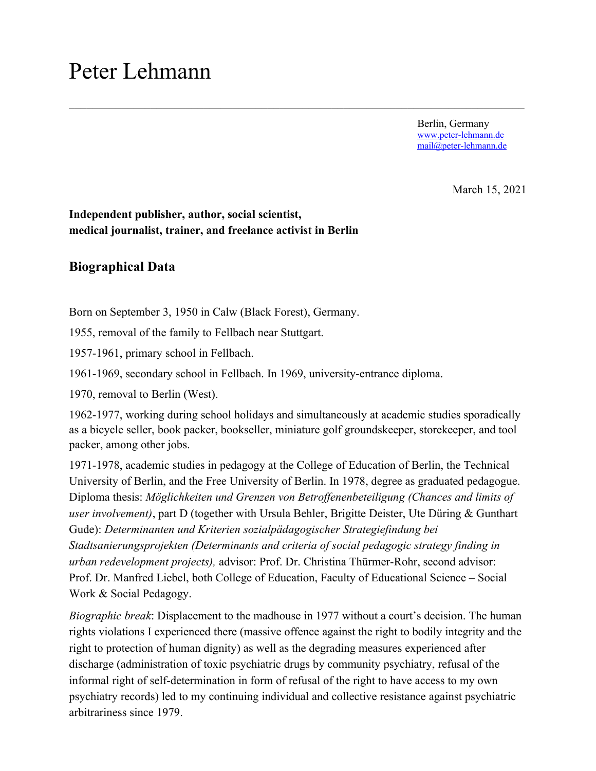# Peter Lehmann

---

Berlin, Germany
[www.peter-lehmann.de](http://www.peter-lehmann.de)
[mail@peter-lehmann.de](mailto:mail@peter-lehmann.de)

March 15, 2021

**Independent publisher, author, social scientist, medical journalist, trainer, and freelance activist in Berlin**

## Biographical Data

Born on September 3, 1950 in Calw (Black Forest), Germany.

1955, removal of the family to Fellbach near Stuttgart.

1957-1961, primary school in Fellbach.

1961-1969, secondary school in Fellbach. In 1969, university-entrance diploma.

1970, removal to Berlin (West).

1962-1977, working during school holidays and simultaneously at academic studies sporadically as a bicycle seller, book packer, bookseller, miniature golf groundskeeper, storekeeper, and tool packer, among other jobs.

1971-1978, academic studies in pedagogy at the College of Education of Berlin, the Technical University of Berlin, and the Free University of Berlin. In 1978, degree as graduated pedagogue. Diploma thesis: *Möglichkeiten und Grenzen von Betroffenenbeteiligung (Chances and limits of user involvement)*, part D (together with Ursula Behler, Brigitte Deister, Ute Düring & Gunthart Gude): *Determinanten und Kriterien sozialpädagogischer Strategiefindung bei Stadtsanierungsprojekten (Determinants and criteria of social pedagogic strategy finding in urban redevelopment projects),* advisor: Prof. Dr. Christina Thürmer-Rohr, second advisor: Prof. Dr. Manfred Liebel, both College of Education, Faculty of Educational Science – Social Work & Social Pedagogy.

*Biographic break*: Displacement to the madhouse in 1977 without a court's decision. The human rights violations I experienced there (massive offence against the right to bodily integrity and the right to protection of human dignity) as well as the degrading measures experienced after discharge (administration of toxic psychiatric drugs by community psychiatry, refusal of the informal right of self-determination in form of refusal of the right to have access to my own psychiatry records) led to my continuing individual and collective resistance against psychiatric arbitrariness since 1979.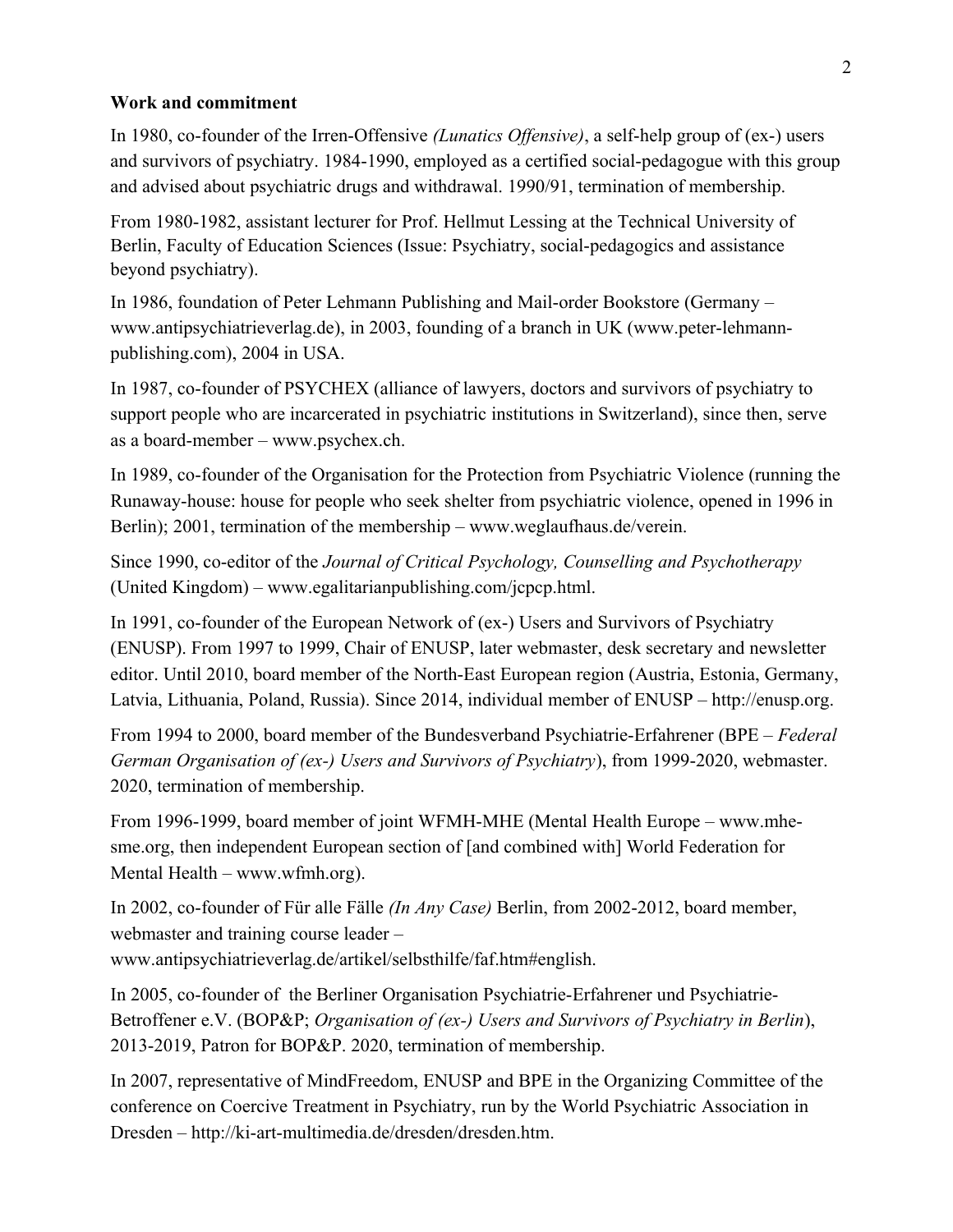**Work and commitment**

In 1980, co-founder of the Irren-Offensive *(Lunatics Offensive)*, a self-help group of (ex-) users and survivors of psychiatry. 1984-1990, employed as a certified social-pedagogue with this group and advised about psychiatric drugs and withdrawal. 1990/91, termination of membership.

From 1980-1982, assistant lecturer for Prof. Hellmut Lessing at the Technical University of Berlin, Faculty of Education Sciences (Issue: Psychiatry, social-pedagogics and assistance beyond psychiatry).

In 1986, foundation of Peter Lehmann Publishing and Mail-order Bookstore (Germany – www.antipsychiatrieverlag.de), in 2003, founding of a branch in UK (www.peter-lehmann-publishing.com), 2004 in USA.

In 1987, co-founder of PSYCHEX (alliance of lawyers, doctors and survivors of psychiatry to support people who are incarcerated in psychiatric institutions in Switzerland), since then, serve as a board-member – www.psychex.ch.

In 1989, co-founder of the Organisation for the Protection from Psychiatric Violence (running the Runaway-house: house for people who seek shelter from psychiatric violence, opened in 1996 in Berlin); 2001, termination of the membership – www.weglaufhaus.de/verein.

Since 1990, co-editor of the *Journal of Critical Psychology, Counselling and Psychotherapy* (United Kingdom) – www.egalitarianpublishing.com/jcpcp.html.

In 1991, co-founder of the European Network of (ex-) Users and Survivors of Psychiatry (ENUSP). From 1997 to 1999, Chair of ENUSP, later webmaster, desk secretary and newsletter editor. Until 2010, board member of the North-East European region (Austria, Estonia, Germany, Latvia, Lithuania, Poland, Russia). Since 2014, individual member of ENUSP – http://enusp.org.

From 1994 to 2000, board member of the Bundesverband Psychiatrie-Erfahrener (BPE – *Federal German Organisation of (ex-) Users and Survivors of Psychiatry*), from 1999-2020, webmaster. 2020, termination of membership.

From 1996-1999, board member of joint WFMH-MHE (Mental Health Europe – www.mhe-sme.org, then independent European section of [and combined with] World Federation for Mental Health – www.wfmh.org).

In 2002, co-founder of Für alle Fälle *(In Any Case)* Berlin, from 2002-2012, board member, webmaster and training course leader – www.antipsychiatrieverlag.de/artikel/selbsthilfe/faf.htm#english.

In 2005, co-founder of the Berliner Organisation Psychiatrie-Erfahrener und Psychiatrie-Betroffener e.V. (BOP&P; *Organisation of (ex-) Users and Survivors of Psychiatry in Berlin*), 2013-2019, Patron for BOP&P. 2020, termination of membership.

In 2007, representative of MindFreedom, ENUSP and BPE in the Organizing Committee of the conference on Coercive Treatment in Psychiatry, run by the World Psychiatric Association in Dresden – http://ki-art-multimedia.de/dresden/dresden.htm.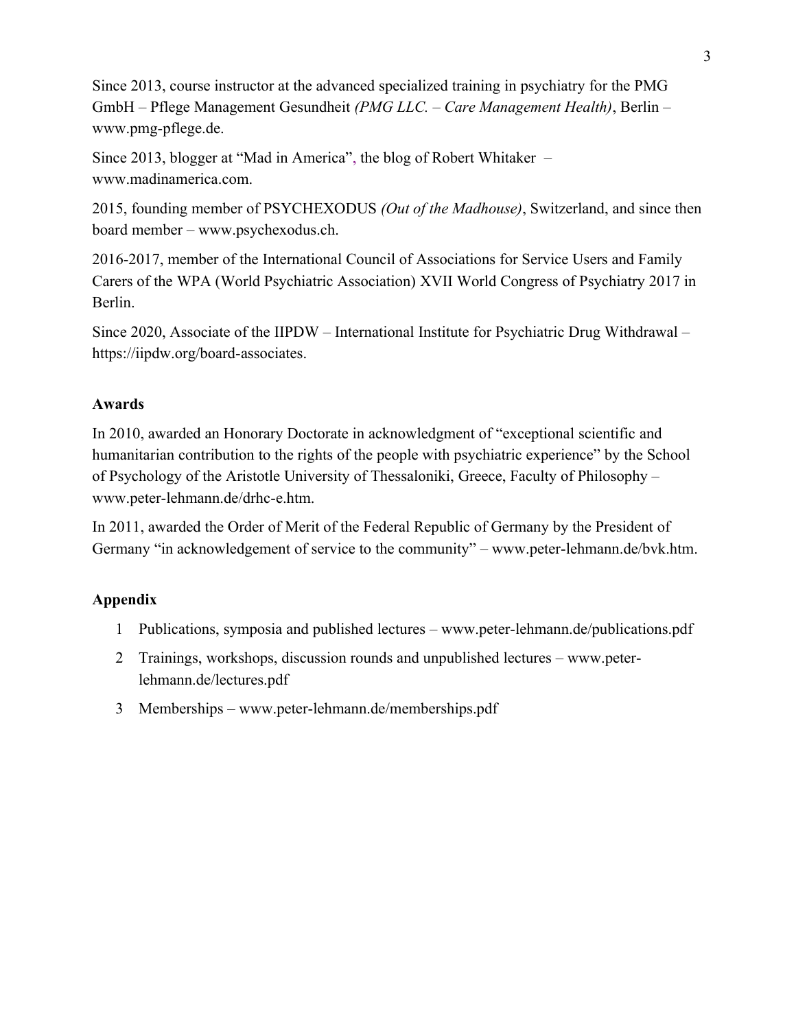Since 2013, course instructor at the advanced specialized training in psychiatry for the PMG GmbH – Pflege Management Gesundheit *(PMG LLC. – Care Management Health)*, Berlin – www.pmg-pflege.de.

Since 2013, blogger at "Mad in America", the blog of Robert Whitaker – www.madinamerica.com.

2015, founding member of PSYCHEXODUS *(Out of the Madhouse)*, Switzerland, and since then board member – www.psychexodus.ch.

2016-2017, member of the International Council of Associations for Service Users and Family Carers of the WPA (World Psychiatric Association) XVII World Congress of Psychiatry 2017 in Berlin.

Since 2020, Associate of the IIPDW – International Institute for Psychiatric Drug Withdrawal – https://iipdw.org/board-associates.

**Awards**

In 2010, awarded an Honorary Doctorate in acknowledgment of "exceptional scientific and humanitarian contribution to the rights of the people with psychiatric experience" by the School of Psychology of the Aristotle University of Thessaloniki, Greece, Faculty of Philosophy – www.peter-lehmann.de/drhc-e.htm.

In 2011, awarded the Order of Merit of the Federal Republic of Germany by the President of Germany "in acknowledgement of service to the community" – www.peter-lehmann.de/bvk.htm.

**Appendix**

1. Publications, symposia and published lectures – www.peter-lehmann.de/publications.pdf
2. Trainings, workshops, discussion rounds and unpublished lectures – www.peter-lehmann.de/lectures.pdf
3. Memberships – www.peter-lehmann.de/memberships.pdf